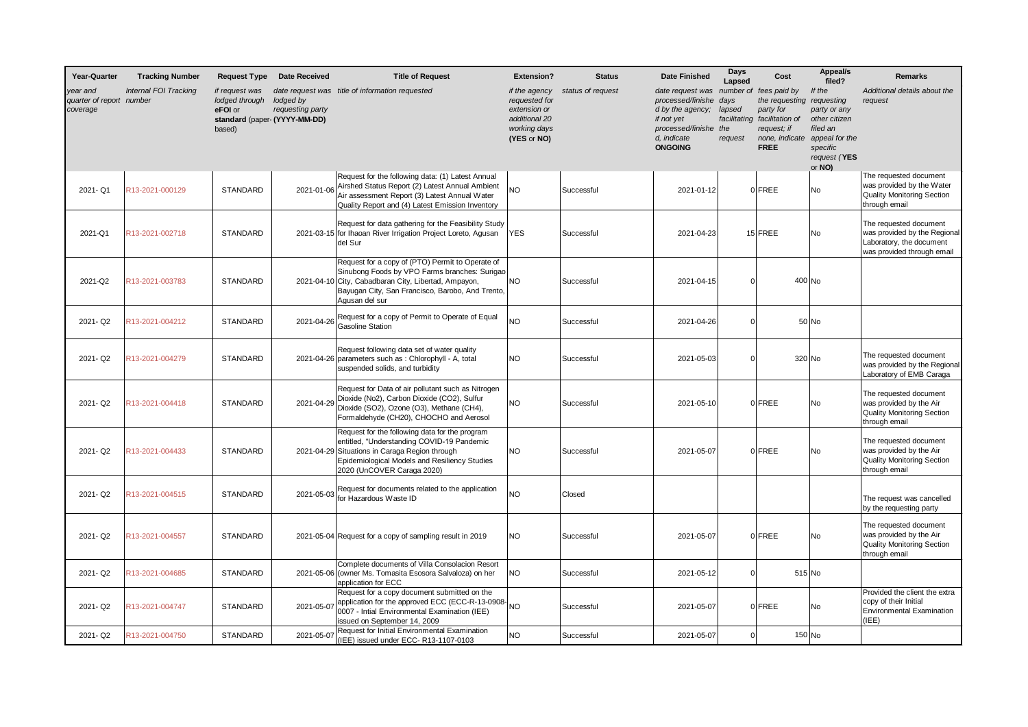| Year-Quarter | Tracking Number | Request Type | Date Received | Title of Request | Extension? | Status | Date Finished | Days Lapsed | Cost | Appeal/s filed? | Remarks |
|---|---|---|---|---|---|---|---|---|---|---|---|
| *year and quarter of report coverage* | *Internal FOI Tracking number* | *if request was lodged through* **eFOI** *or* **standard** *(paper-based)* | *date request was lodged by requesting party* **(YYYY-MM-DD)** | *title of information requested* | *if the agency requested for extension or additional 20 working days* **(YES** *or* **NO)** | *status of request* | *date request was processed/finished by the agency; if not yet processed/finished, indicate* **ONGOING** | *number of days lapsed facilitating the request* | *fees paid by the requesting party for facilitation of request; if none, indicate* **FREE** | *If the requesting party or any other citizen filed an appeal for the specific request (* **YES** *or* **NO)** | *Additional details about the request* |
| 2021- Q1 | R13-2021-000129 | STANDARD | 2021-01-06 | Request for the following data: (1) Latest Annual Airshed Status Report (2) Latest Annual Ambient Air assessment Report (3) Latest Annual Water Quality Report and (4) Latest Emission Inventory | NO | Successful | 2021-01-12 | 0 | FREE | No | The requested document was provided by the Water Quality Monitoring Section through email |
| 2021-Q1 | R13-2021-002718 | STANDARD | 2021-03-15 | Request for data gathering for the Feasibility Study for Ihaoan River Irrigation Project Loreto, Agusan del Sur | YES | Successful | 2021-04-23 | 15 | FREE | No | The requested document was provided by the Regional Laboratory, the document was provided through email |
| 2021-Q2 | R13-2021-003783 | STANDARD | 2021-04-10 | Request for a copy of (PTO) Permit to Operate of Sinubong Foods by VPO Farms branches: Surigao City, Cabadbaran City, Libertad, Ampayon, Bayugan City, San Francisco, Barobo, And Trento, Agusan del sur | NO | Successful | 2021-04-15 | 0 | 400 | No | |
| 2021- Q2 | R13-2021-004212 | STANDARD | 2021-04-26 | Request for a copy of Permit to Operate of Equal Gasoline Station | NO | Successful | 2021-04-26 | 0 | 50 | No | |
| 2021- Q2 | R13-2021-004279 | STANDARD | 2021-04-26 | Request following data set of water quality parameters such as : Chlorophyll - A, total suspended solids, and turbidity | NO | Successful | 2021-05-03 | 0 | 320 | No | The requested document was provided by the Regional Laboratory of EMB Caraga |
| 2021- Q2 | R13-2021-004418 | STANDARD | 2021-04-29 | Request for Data of air pollutant such as Nitrogen Dioxide (No2), Carbon Dioxide (CO2), Sulfur Dioxide (SO2), Ozone (O3), Methane (CH4), Formaldehyde (CH20), CHOCHO and Aerosol | NO | Successful | 2021-05-10 | 0 | FREE | No | The requested document was provided by the Air Quality Monitoring Section through email |
| 2021- Q2 | R13-2021-004433 | STANDARD | 2021-04-29 | Request for the following data for the program entitled, "Understanding COVID-19 Pandemic Situations in Caraga Region through Epidemiological Models and Resiliency Studies 2020 (UnCOVER Caraga 2020) | NO | Successful | 2021-05-07 | 0 | FREE | No | The requested document was provided by the Air Quality Monitoring Section through email |
| 2021- Q2 | R13-2021-004515 | STANDARD | 2021-05-03 | Request for documents related to the application for Hazardous Waste ID | NO | Closed | | | | | The request was cancelled by the requesting party |
| 2021- Q2 | R13-2021-004557 | STANDARD | 2021-05-04 | Request for a copy of sampling result in 2019 | NO | Successful | 2021-05-07 | 0 | FREE | No | The requested document was provided by the Air Quality Monitoring Section through email |
| 2021- Q2 | R13-2021-004685 | STANDARD | 2021-05-06 | Complete documents of Villa Consolacion Resort (owner Ms. Tomasita Esosora Salvaloza) on her application for ECC | NO | Successful | 2021-05-12 | 0 | 515 | No | |
| 2021- Q2 | R13-2021-004747 | STANDARD | 2021-05-07 | Request for a copy document submitted on the application for the approved ECC (ECC-R-13-0908-0007 - Intial Environmental Examination (IEE) issued on September 14, 2009 | NO | Successful | 2021-05-07 | 0 | FREE | No | Provided the client the extra copy of their Initial Environmental Examination (IEE) |
| 2021- Q2 | R13-2021-004750 | STANDARD | 2021-05-07 | Request for Initial Environmental Examination (IEE) issued under ECC- R13-1107-0103 | NO | Successful | 2021-05-07 | 0 | 150 | No | |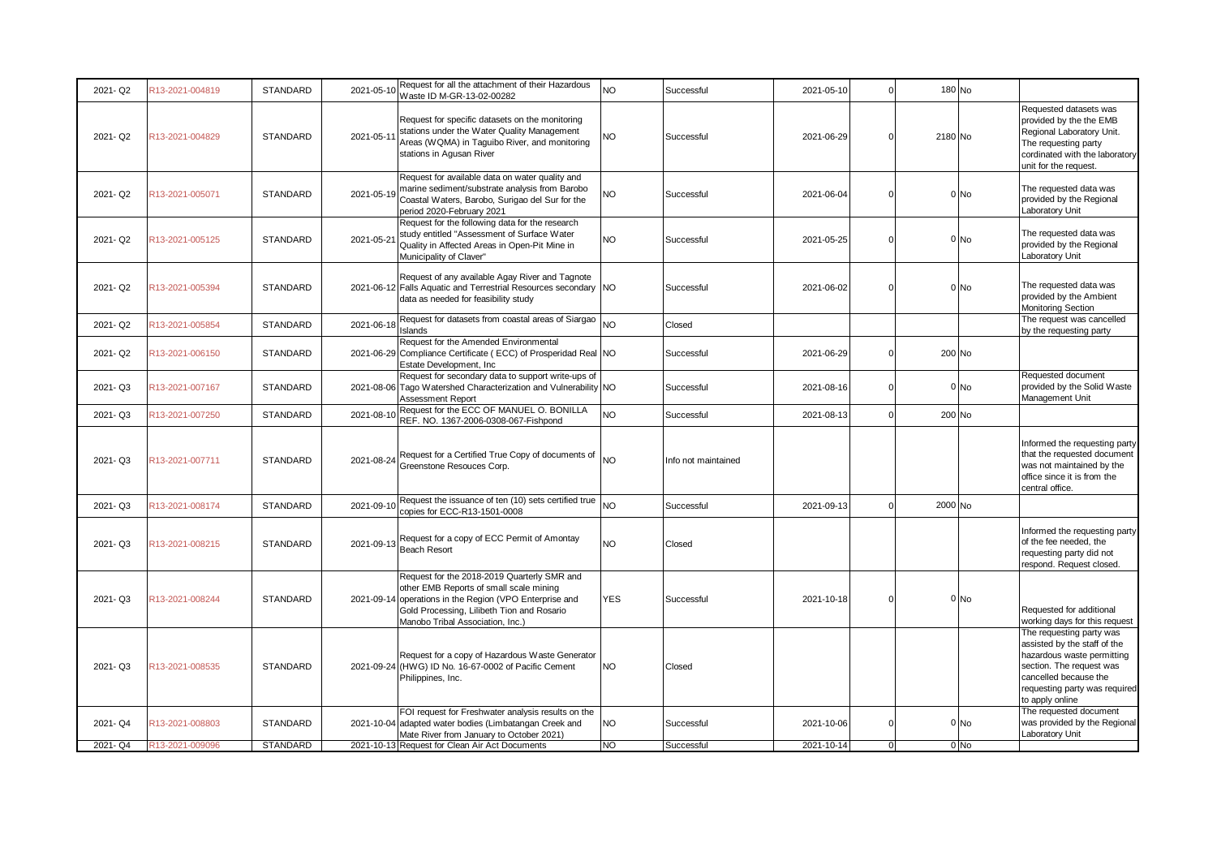| | | | | | | | | | | | |
|---|---|---|---|---|---|---|---|---|---|---|---|
| 2021- Q2 | R13-2021-004819 | STANDARD | 2021-05-10 | Request for all the attachment of their Hazardous Waste ID M-GR-13-02-00282 | NO | Successful | 2021-05-10 | 0 | 180 | No | |
| 2021- Q2 | R13-2021-004829 | STANDARD | 2021-05-11 | Request for specific datasets on the monitoring stations under the Water Quality Management Areas (WQMA) in Taguibo River, and monitoring stations in Agusan River | NO | Successful | 2021-06-29 | 0 | 2180 | No | Requested datasets was provided by the EMB Regional Laboratory Unit. The requesting party cordinated with the laboratory unit for the request. |
| 2021- Q2 | R13-2021-005071 | STANDARD | 2021-05-19 | Request for available data on water quality and marine sediment/substrate analysis from Barobo Coastal Waters, Barobo, Surigao del Sur for the period 2020-February 2021 | NO | Successful | 2021-06-04 | 0 | 0 | No | The requested data was provided by the Regional Laboratory Unit |
| 2021- Q2 | R13-2021-005125 | STANDARD | 2021-05-21 | Request for the following data for the research study entitled "Assessment of Surface Water Quality in Affected Areas in Open-Pit Mine in Municipality of Claver" | NO | Successful | 2021-05-25 | 0 | 0 | No | The requested data was provided by the Regional Laboratory Unit |
| 2021- Q2 | R13-2021-005394 | STANDARD | 2021-06-12 | Request of any available Agay River and Tagnote Falls Aquatic and Terrestrial Resources secondary data as needed for feasibility study | NO | Successful | 2021-06-02 | 0 | 0 | No | The requested data was provided by the Ambient Monitoring Section |
| 2021- Q2 | R13-2021-005854 | STANDARD | 2021-06-18 | Request for datasets from coastal areas of Siargao Islands | NO | Closed | | | | | The request was cancelled by the requesting party |
| 2021- Q2 | R13-2021-006150 | STANDARD | 2021-06-29 | Request for the Amended Environmental Compliance Certificate ( ECC) of Prosperidad Real Estate Development, Inc | NO | Successful | 2021-06-29 | 0 | 200 | No | |
| 2021- Q3 | R13-2021-007167 | STANDARD | 2021-08-06 | Request for secondary data to support write-ups of Tago Watershed Characterization and Vulnerability Assessment Report | NO | Successful | 2021-08-16 | 0 | 0 | No | Requested document provided by the Solid Waste Management Unit |
| 2021- Q3 | R13-2021-007250 | STANDARD | 2021-08-10 | Request for the ECC OF MANUEL O. BONILLA REF. NO. 1367-2006-0308-067-Fishpond | NO | Successful | 2021-08-13 | 0 | 200 | No | |
| 2021- Q3 | R13-2021-007711 | STANDARD | 2021-08-24 | Request for a Certified True Copy of documents of Greenstone Resouces Corp. | NO | Info not maintained | | | | | Informed the requesting party that the requested document was not maintained by the office since it is from the central office. |
| 2021- Q3 | R13-2021-008174 | STANDARD | 2021-09-10 | Request the issuance of ten (10) sets certified true copies for ECC-R13-1501-0008 | NO | Successful | 2021-09-13 | 0 | 2000 | No | |
| 2021- Q3 | R13-2021-008215 | STANDARD | 2021-09-13 | Request for a copy of ECC Permit of Amontay Beach Resort | NO | Closed | | | | | Informed the requesting party of the fee needed, the requesting party did not respond. Request closed. |
| 2021- Q3 | R13-2021-008244 | STANDARD | 2021-09-14 | Request for the 2018-2019 Quarterly SMR and other EMB Reports of small scale mining operations in the Region (VPO Enterprise and Gold Processing, Lilibeth Tion and Rosario Manobo Tribal Association, Inc.) | YES | Successful | 2021-10-18 | 0 | 0 | No | Requested for additional working days for this request |
| 2021- Q3 | R13-2021-008535 | STANDARD | 2021-09-24 | Request for a copy of Hazardous Waste Generator (HWG) ID No. 16-67-0002 of Pacific Cement Philippines, Inc. | NO | Closed | | | | | The requesting party was assisted by the staff of the hazardous waste permitting section. The request was cancelled because the requesting party was required to apply online |
| 2021- Q4 | R13-2021-008803 | STANDARD | 2021-10-04 | FOI request for Freshwater analysis results on the adapted water bodies (Limbatangan Creek and Mate River from January to October 2021) | NO | Successful | 2021-10-06 | 0 | 0 | No | The requested document was provided by the Regional Laboratory Unit |
| 2021- Q4 | R13-2021-009096 | STANDARD | 2021-10-13 | Request for Clean Air Act Documents | NO | Successful | 2021-10-14 | 0 | 0 | No | |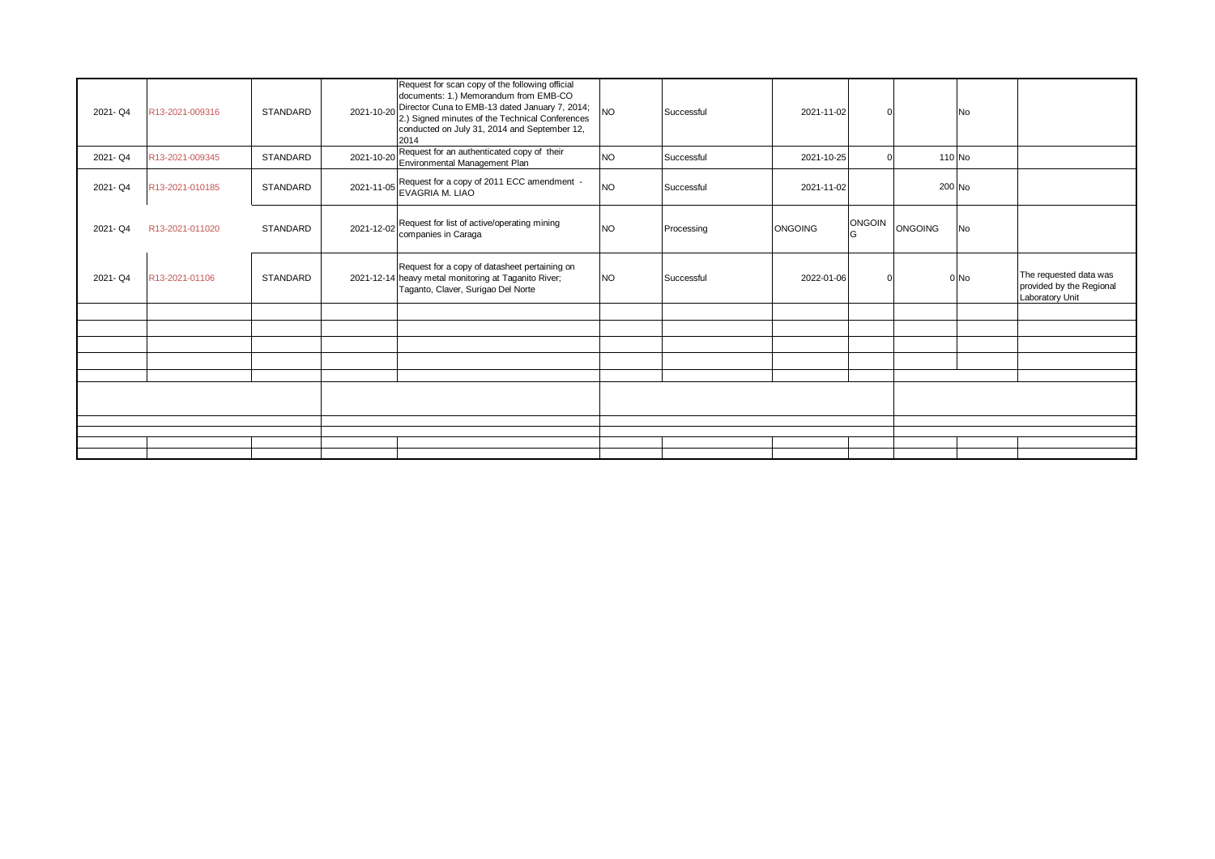| | | | | | | | | | | | | |
|---|---|---|---|---|---|---|---|---|---|---|---|---|
| 2021- Q4 | R13-2021-009316 | STANDARD | 2021-10-20 | Request for scan copy of the following official documents: 1.) Memorandum from EMB-CO Director Cuna to EMB-13 dated January 7, 2014; 2.) Signed minutes of the Technical Conferences conducted on July 31, 2014 and September 12, 2014 | NO | Successful | 2021-11-02 | 0 | | No | |
| 2021- Q4 | R13-2021-009345 | STANDARD | 2021-10-20 | Request for an authenticated copy of their Environmental Management Plan | NO | Successful | 2021-10-25 | 0 | 110 | No | |
| 2021- Q4 | R13-2021-010185 | STANDARD | 2021-11-05 | Request for a copy of 2011 ECC amendment - EVAGRIA M. LIAO | NO | Successful | 2021-11-02 | | 200 | No | |
| 2021- Q4 | R13-2021-011020 | STANDARD | 2021-12-02 | Request for list of active/operating mining companies in Caraga | NO | Processing | ONGOING | ONGOING | ONGOING | No | |
| 2021- Q4 | R13-2021-01106 | STANDARD | 2021-12-14 | Request for a copy of datasheet pertaining on heavy metal monitoring at Taganito River; Taganto, Claver, Surigao Del Norte | NO | Successful | 2022-01-06 | 0 | 0 | No | The requested data was provided by the Regional Laboratory Unit |